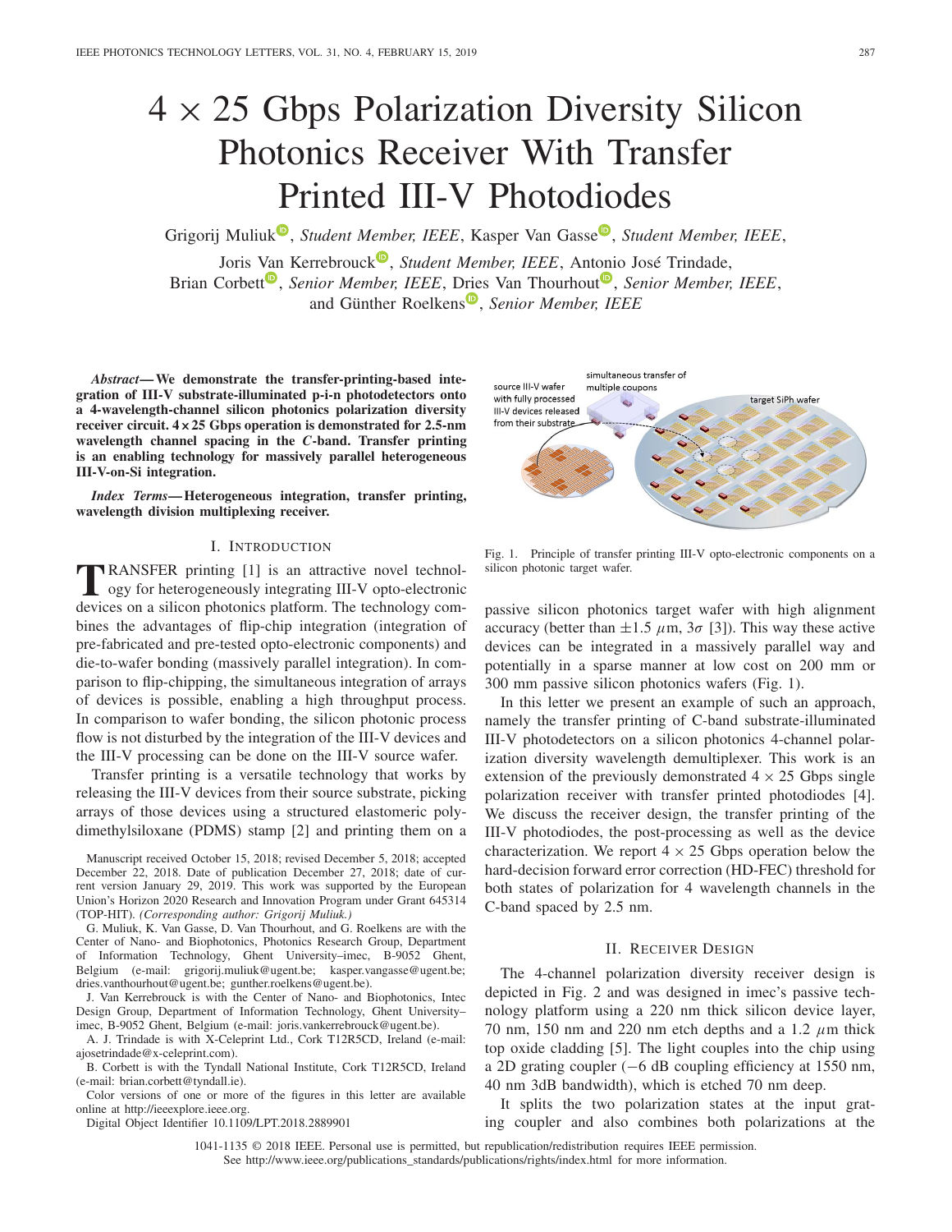# 4 × 25 Gbps Polarization Diversity Silicon Photonics Receiver With Transfer Printed III-V Photodiodes

Grigorij Muliuk, *Student Member, IEEE*, Kasper Van Gasse, *Student Member, IEEE*, Joris Van Kerrebrouck, *Student Member, IEEE*, Antonio José Trindade, Brian Corbett, *Senior Member, IEEE*, Dries Van Thourhout, *Senior Member, IEEE*, and Günther Roelkens, *Senior Member, IEEE*

***Abstract*— We demonstrate the transfer-printing-based integration of III-V substrate-illuminated p-i-n photodetectors onto a 4-wavelength-channel silicon photonics polarization diversity receiver circuit. 4 × 25 Gbps operation is demonstrated for 2.5-nm wavelength channel spacing in the *C*-band. Transfer printing is an enabling technology for massively parallel heterogeneous III-V-on-Si integration.**

***Index Terms*— Heterogeneous integration, transfer printing, wavelength division multiplexing receiver.**

## I. Introduction

Transfer printing [1] is an attractive novel technology for heterogeneously integrating III-V opto-electronic devices on a silicon photonics platform. The technology combines the advantages of flip-chip integration (integration of pre-fabricated and pre-tested opto-electronic components) and die-to-wafer bonding (massively parallel integration). In comparison to flip-chipping, the simultaneous integration of arrays of devices is possible, enabling a high throughput process. In comparison to wafer bonding, the silicon photonic process flow is not disturbed by the integration of the III-V devices and the III-V processing can be done on the III-V source wafer.

Transfer printing is a versatile technology that works by releasing the III-V devices from their source substrate, picking arrays of those devices using a structured elastomeric polydimethylsiloxane (PDMS) stamp [2] and printing them on a passive silicon photonics target wafer with high alignment accuracy (better than ±1.5 μm, 3σ [3]). This way these active devices can be integrated in a massively parallel way and potentially in a sparse manner at low cost on 200 mm or 300 mm passive silicon photonics wafers (Fig. 1).

Fig. 1. Principle of transfer printing III-V opto-electronic components on a silicon photonic target wafer.

In this letter we present an example of such an approach, namely the transfer printing of C-band substrate-illuminated III-V photodetectors on a silicon photonics 4-channel polarization diversity wavelength demultiplexer. This work is an extension of the previously demonstrated 4 × 25 Gbps single polarization receiver with transfer printed photodiodes [4]. We discuss the receiver design, the transfer printing of the III-V photodiodes, the post-processing as well as the device characterization. We report 4 × 25 Gbps operation below the hard-decision forward error correction (HD-FEC) threshold for both states of polarization for 4 wavelength channels in the C-band spaced by 2.5 nm.

## II. Receiver Design

The 4-channel polarization diversity receiver design is depicted in Fig. 2 and was designed in imec's passive technology platform using a 220 nm thick silicon device layer, 70 nm, 150 nm and 220 nm etch depths and a 1.2 μm thick top oxide cladding [5]. The light couples into the chip using a 2D grating coupler (−6 dB coupling efficiency at 1550 nm, 40 nm 3dB bandwidth), which is etched 70 nm deep.

It splits the two polarization states at the input grating coupler and also combines both polarizations at the

---

Manuscript received October 15, 2018; revised December 5, 2018; accepted December 22, 2018. Date of publication December 27, 2018; date of current version January 29, 2019. This work was supported by the European Union's Horizon 2020 Research and Innovation Program under Grant 645314 (TOP-HIT). *(Corresponding author: Grigorij Muliuk.)*

G. Muliuk, K. Van Gasse, D. Van Thourhout, and G. Roelkens are with the Center of Nano- and Biophotonics, Photonics Research Group, Department of Information Technology, Ghent University–imec, B-9052 Ghent, Belgium (e-mail: grigorij.muliuk@ugent.be; kasper.vangasse@ugent.be; dries.vanthourhout@ugent.be; gunther.roelkens@ugent.be).

J. Van Kerrebrouck is with the Center of Nano- and Biophotonics, Intec Design Group, Department of Information Technology, Ghent University–imec, B-9052 Ghent, Belgium (e-mail: joris.vankerrebrouck@ugent.be).

A. J. Trindade is with X-Celeprint Ltd., Cork T12R5CD, Ireland (e-mail: ajosetrindade@x-celeprint.com).

B. Corbett is with the Tyndall National Institute, Cork T12R5CD, Ireland (e-mail: brian.corbett@tyndall.ie).

Color versions of one or more of the figures in this letter are available online at http://ieeexplore.ieee.org.

Digital Object Identifier 10.1109/LPT.2018.2889901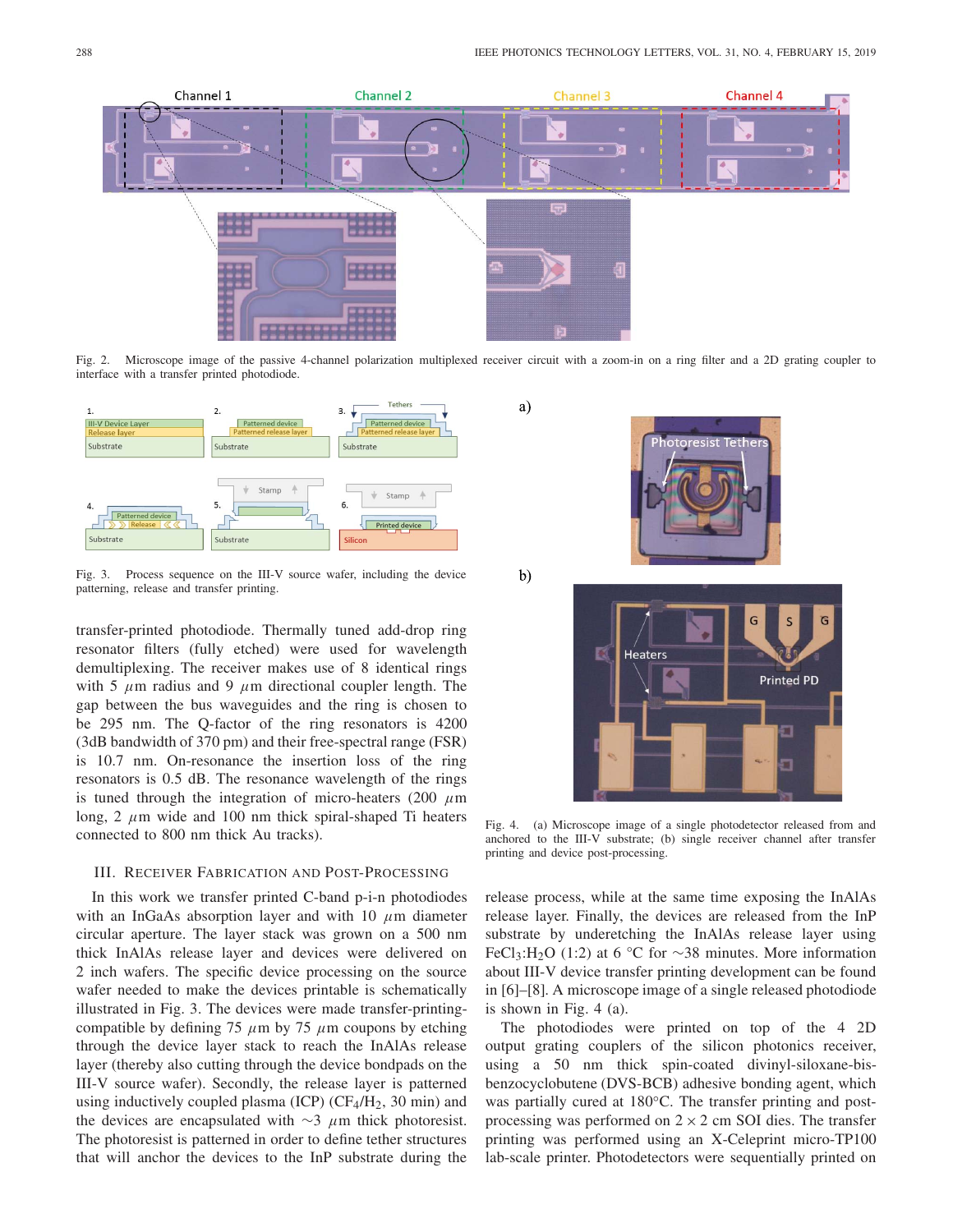Fig. 2. Microscope image of the passive 4-channel polarization multiplexed receiver circuit with a zoom-in on a ring filter and a 2D grating coupler to interface with a transfer printed photodiode.

Fig. 3. Process sequence on the III-V source wafer, including the device patterning, release and transfer printing.

transfer-printed photodiode. Thermally tuned add-drop ring resonator filters (fully etched) were used for wavelength demultiplexing. The receiver makes use of 8 identical rings with 5 $\mu$m radius and 9 $\mu$m directional coupler length. The gap between the bus waveguides and the ring is chosen to be 295 nm. The Q-factor of the ring resonators is 4200 (3dB bandwidth of 370 pm) and their free-spectral range (FSR) is 10.7 nm. On-resonance the insertion loss of the ring resonators is 0.5 dB. The resonance wavelength of the rings is tuned through the integration of micro-heaters (200 $\mu$m long, 2 $\mu$m wide and 100 nm thick spiral-shaped Ti heaters connected to 800 nm thick Au tracks).

## III. Receiver Fabrication and Post-Processing

In this work we transfer printed C-band p-i-n photodiodes with an InGaAs absorption layer and with 10 $\mu$m diameter circular aperture. The layer stack was grown on a 500 nm thick InAlAs release layer and devices were delivered on 2 inch wafers. The specific device processing on the source wafer needed to make the devices printable is schematically illustrated in Fig. 3. The devices were made transfer-printing-compatible by defining 75 $\mu$m by 75 $\mu$m coupons by etching through the device layer stack to reach the InAlAs release layer (thereby also cutting through the device bondpads on the III-V source wafer). Secondly, the release layer is patterned using inductively coupled plasma (ICP) ($CF_4$/$H_2$, 30 min) and the devices are encapsulated with $\sim$3 $\mu$m thick photoresist. The photoresist is patterned in order to define tether structures that will anchor the devices to the InP substrate during the release process, while at the same time exposing the InAlAs release layer. Finally, the devices are released from the InP substrate by underetching the InAlAs release layer using $FeCl_3$:$H_2O$ (1:2) at 6 °C for $\sim$38 minutes. More information about III-V device transfer printing development can be found in [6]–[8]. A microscope image of a single released photodiode is shown in Fig. 4 (a).

Fig. 4. (a) Microscope image of a single photodetector released from and anchored to the III-V substrate; (b) single receiver channel after transfer printing and device post-processing.

The photodiodes were printed on top of the 4 2D output grating couplers of the silicon photonics receiver, using a 50 nm thick spin-coated divinyl-siloxane-bis-benzocyclobutene (DVS-BCB) adhesive bonding agent, which was partially cured at 180°C. The transfer printing and post-processing was performed on 2 $\times$ 2 cm SOI dies. The transfer printing was performed using an X-Celeprint micro-TP100 lab-scale printer. Photodetectors were sequentially printed on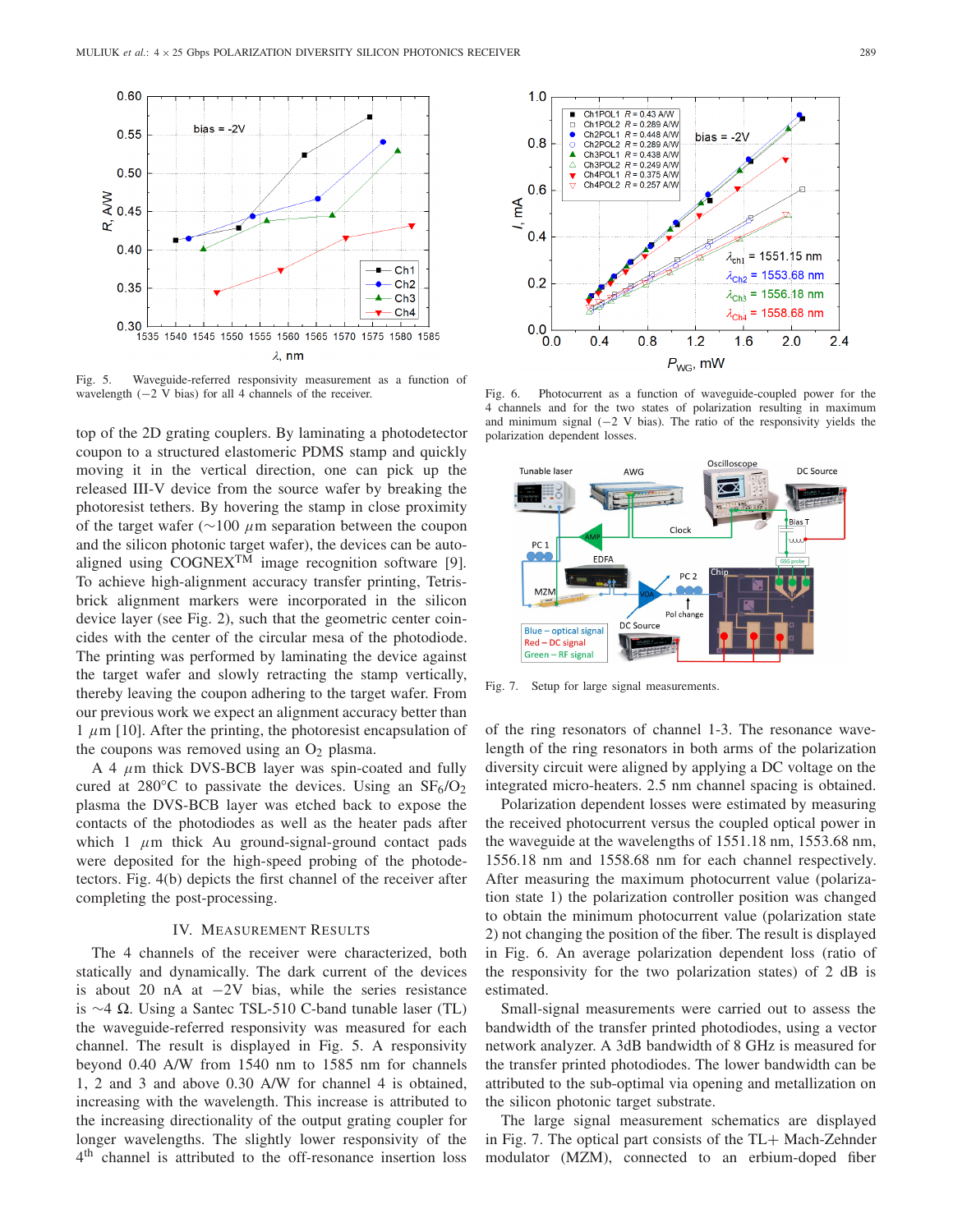Fig. 5. Waveguide-referred responsivity measurement as a function of wavelength (−2 V bias) for all 4 channels of the receiver.

top of the 2D grating couplers. By laminating a photodetector coupon to a structured elastomeric PDMS stamp and quickly moving it in the vertical direction, one can pick up the released III-V device from the source wafer by breaking the photoresist tethers. By hovering the stamp in close proximity of the target wafer (∼100 $\mu$m separation between the coupon and the silicon photonic target wafer), the devices can be auto-aligned using COGNEX™ image recognition software [9]. To achieve high-alignment accuracy transfer printing, Tetris-brick alignment markers were incorporated in the silicon device layer (see Fig. 2), such that the geometric center coincides with the center of the circular mesa of the photodiode. The printing was performed by laminating the device against the target wafer and slowly retracting the stamp vertically, thereby leaving the coupon adhering to the target wafer. From our previous work we expect an alignment accuracy better than 1 $\mu$m [10]. After the printing, the photoresist encapsulation of the coupons was removed using an $O_2$ plasma.

A 4 $\mu$m thick DVS-BCB layer was spin-coated and fully cured at 280°C to passivate the devices. Using an $SF_6/O_2$ plasma the DVS-BCB layer was etched back to expose the contacts of the photodiodes as well as the heater pads after which 1 $\mu$m thick Au ground-signal-ground contact pads were deposited for the high-speed probing of the photodetectors. Fig. 4(b) depicts the first channel of the receiver after completing the post-processing.

## IV. Measurement Results

The 4 channels of the receiver were characterized, both statically and dynamically. The dark current of the devices is about 20 nA at −2V bias, while the series resistance is ∼4 Ω. Using a Santec TSL-510 C-band tunable laser (TL) the waveguide-referred responsivity was measured for each channel. The result is displayed in Fig. 5. A responsivity beyond 0.40 A/W from 1540 nm to 1585 nm for channels 1, 2 and 3 and above 0.30 A/W for channel 4 is obtained, increasing with the wavelength. This increase is attributed to the increasing directionality of the output grating coupler for longer wavelengths. The slightly lower responsivity of the 4th channel is attributed to the off-resonance insertion loss of the ring resonators of channel 1-3. The resonance wavelength of the ring resonators in both arms of the polarization diversity circuit were aligned by applying a DC voltage on the integrated micro-heaters. 2.5 nm channel spacing is obtained.

Fig. 6. Photocurrent as a function of waveguide-coupled power for the 4 channels and for the two states of polarization resulting in maximum and minimum signal (−2 V bias). The ratio of the responsivity yields the polarization dependent losses.

Fig. 7. Setup for large signal measurements.

Polarization dependent losses were estimated by measuring the received photocurrent versus the coupled optical power in the waveguide at the wavelengths of 1551.18 nm, 1553.68 nm, 1556.18 nm and 1558.68 nm for each channel respectively. After measuring the maximum photocurrent value (polarization state 1) the polarization controller position was changed to obtain the minimum photocurrent value (polarization state 2) not changing the position of the fiber. The result is displayed in Fig. 6. An average polarization dependent loss (ratio of the responsivity for the two polarization states) of 2 dB is estimated.

Small-signal measurements were carried out to assess the bandwidth of the transfer printed photodiodes, using a vector network analyzer. A 3dB bandwidth of 8 GHz is measured for the transfer printed photodiodes. The lower bandwidth can be attributed to the sub-optimal via opening and metallization on the silicon photonic target substrate.

The large signal measurement schematics are displayed in Fig. 7. The optical part consists of the TL+ Mach-Zehnder modulator (MZM), connected to an erbium-doped fiber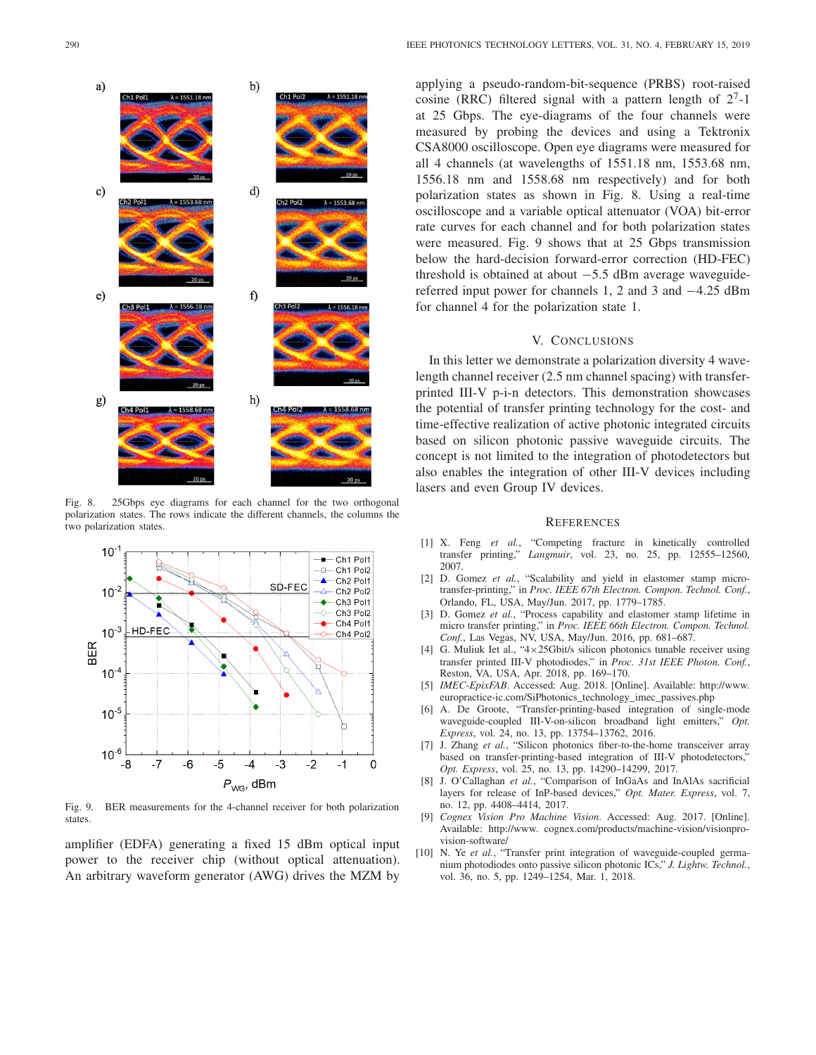a) Ch1 Pol1 λ = 1551.18 nm 20 ps

b) Ch1 Pol2 λ = 1551.18 nm 20 ps

c) Ch2 Pol1 λ = 1553.68 nm 20 ps

d) Ch2 Pol2 λ = 1553.68 nm 20 ps

e) Ch3 Pol1 λ = 1556.18 nm 20 ps

f) Ch3 Pol2 λ = 1556.18 nm 20 ps

g) Ch4 Pol1 λ = 1558.68 nm 20 ps

h) Ch4 Pol2 λ = 1558.68 nm 20 ps

Fig. 8. 25Gbps eye diagrams for each channel for the two orthogonal polarization states. The rows indicate the different channels, the columns the two polarization states.

BER

$10^{-1}$

$10^{-2}$

$10^{-3}$

$10^{-4}$

$10^{-5}$

$10^{-6}$

SD-FEC

HD-FEC

Ch1 Pol1

Ch1 Pol2

Ch2 Pol1

Ch2 Pol2

Ch3 Pol1

Ch3 Pol2

Ch4 Pol1

Ch4 Pol2

-8 -7 -6 -5 -4 -3 -2 -1 0

$P_{WG}$, dBm

Fig. 9. BER measurements for the 4-channel receiver for both polarization states.

amplifier (EDFA) generating a fixed 15 dBm optical input power to the receiver chip (without optical attenuation). An arbitrary waveform generator (AWG) drives the MZM by applying a pseudo-random-bit-sequence (PRBS) root-raised cosine (RRC) filtered signal with a pattern length of $2^7$-1 at 25 Gbps. The eye-diagrams of the four channels were measured by probing the devices and using a Tektronix CSA8000 oscilloscope. Open eye diagrams were measured for all 4 channels (at wavelengths of 1551.18 nm, 1553.68 nm, 1556.18 nm and 1558.68 nm respectively) and for both polarization states as shown in Fig. 8. Using a real-time oscilloscope and a variable optical attenuator (VOA) bit-error rate curves for each channel and for both polarization states were measured. Fig. 9 shows that at 25 Gbps transmission below the hard-decision forward-error correction (HD-FEC) threshold is obtained at about −5.5 dBm average waveguide-referred input power for channels 1, 2 and 3 and −4.25 dBm for channel 4 for the polarization state 1.

## V. Conclusions

In this letter we demonstrate a polarization diversity 4 wavelength channel receiver (2.5 nm channel spacing) with transfer-printed III-V p-i-n detectors. This demonstration showcases the potential of transfer printing technology for the cost- and time-effective realization of active photonic integrated circuits based on silicon photonic passive waveguide circuits. The concept is not limited to the integration of photodetectors but also enables the integration of other III-V devices including lasers and even Group IV devices.

## References

[1] X. Feng *et al.*, "Competing fracture in kinetically controlled transfer printing," *Langmuir*, vol. 23, no. 25, pp. 12555–12560, 2007.

[2] D. Gomez *et al.*, "Scalability and yield in elastomer stamp micro-transfer-printing," in *Proc. IEEE 67th Electron. Compon. Technol. Conf.*, Orlando, FL, USA, May/Jun. 2017, pp. 1779–1785.

[3] D. Gomez *et al.*, "Process capability and elastomer stamp lifetime in micro transfer printing," in *Proc. IEEE 66th Electron. Compon. Technol. Conf.*, Las Vegas, NV, USA, May/Jun. 2016, pp. 681–687.

[4] G. Muliuk Iet al., "4×25Gbit/s silicon photonics tunable receiver using transfer printed III-V photodiodes," in *Proc. 31st IEEE Photon. Conf.*, Reston, VA, USA, Apr. 2018, pp. 169–170.

[5] *IMEC-EpixFAB*. Accessed: Aug. 2018. [Online]. Available: http://www.europractice-ic.com/SiPhotonics_technology_imec_passives.php

[6] A. De Groote, "Transfer-printing-based integration of single-mode waveguide-coupled III-V-on-silicon broadband light emitters," *Opt. Express*, vol. 24, no. 13, pp. 13754–13762, 2016.

[7] J. Zhang *et al.*, "Silicon photonics fiber-to-the-home transceiver array based on transfer-printing-based integration of III-V photodetectors," *Opt. Express*, vol. 25, no. 13, pp. 14290–14299, 2017.

[8] J. O'Callaghan *et al.*, "Comparison of InGaAs and InAlAs sacrificial layers for release of InP-based devices," *Opt. Mater. Express*, vol. 7, no. 12, pp. 4408–4414, 2017.

[9] *Cognex Vision Pro Machine Vision*. Accessed: Aug. 2017. [Online]. Available: http://www.cognex.com/products/machine-vision/visionpro-vision-software/

[10] N. Ye *et al.*, "Transfer print integration of waveguide-coupled germanium photodiodes onto passive silicon photonic ICs," *J. Lightw. Technol.*, vol. 36, no. 5, pp. 1249–1254, Mar. 1, 2018.